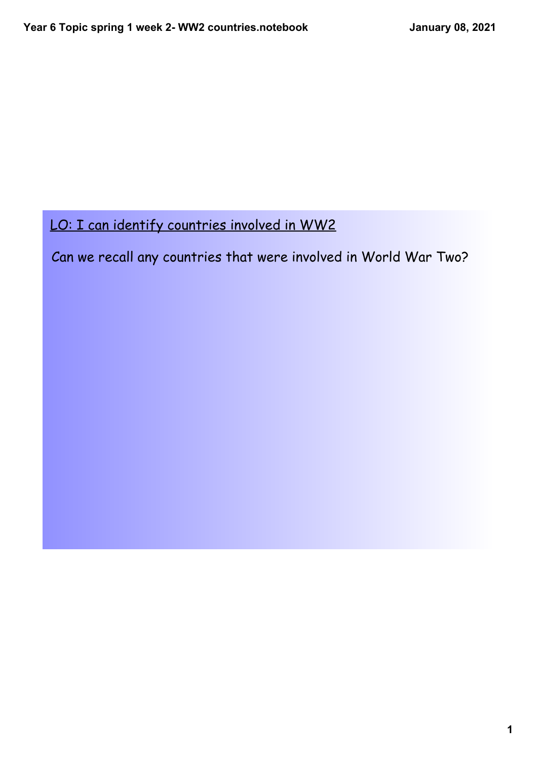LO: I can identify countries involved in WW2

Can we recall any countries that were involved in World War Two?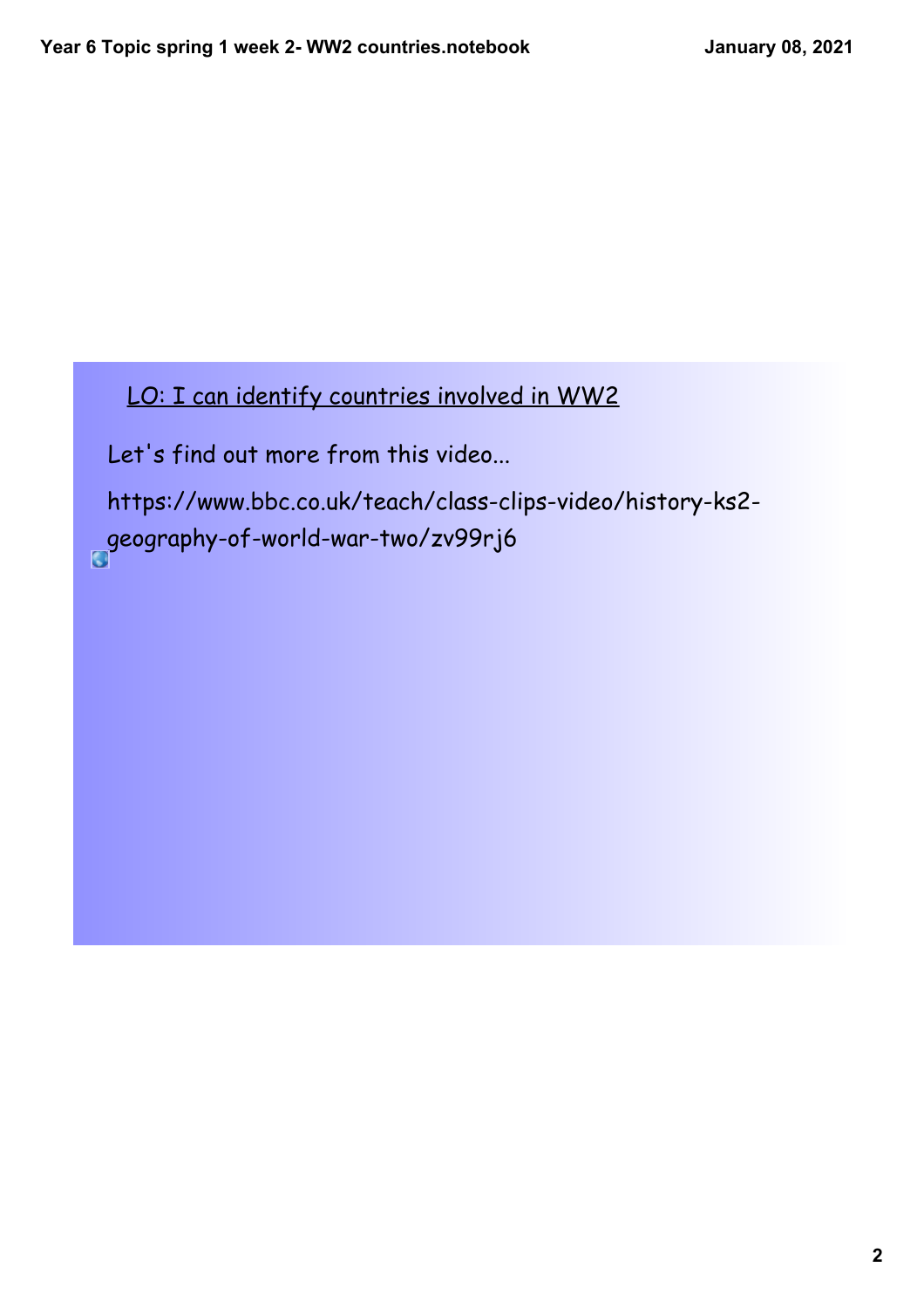LO: I can identify countries involved in WW2

Let's find out more from this video...

https://www.bbc.co.uk/teach/class-clips-video/history-ks2-geography-of-world-war-two/zv99rj6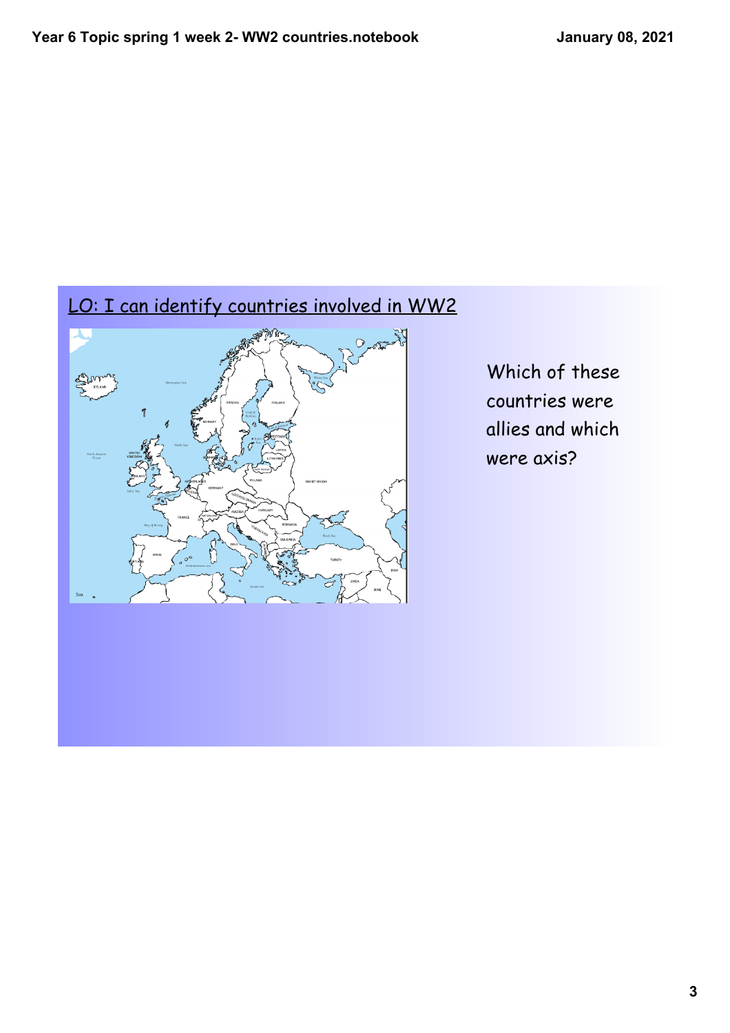LO: I can identify countries involved in WW2

Which of these countries were allies and which were axis?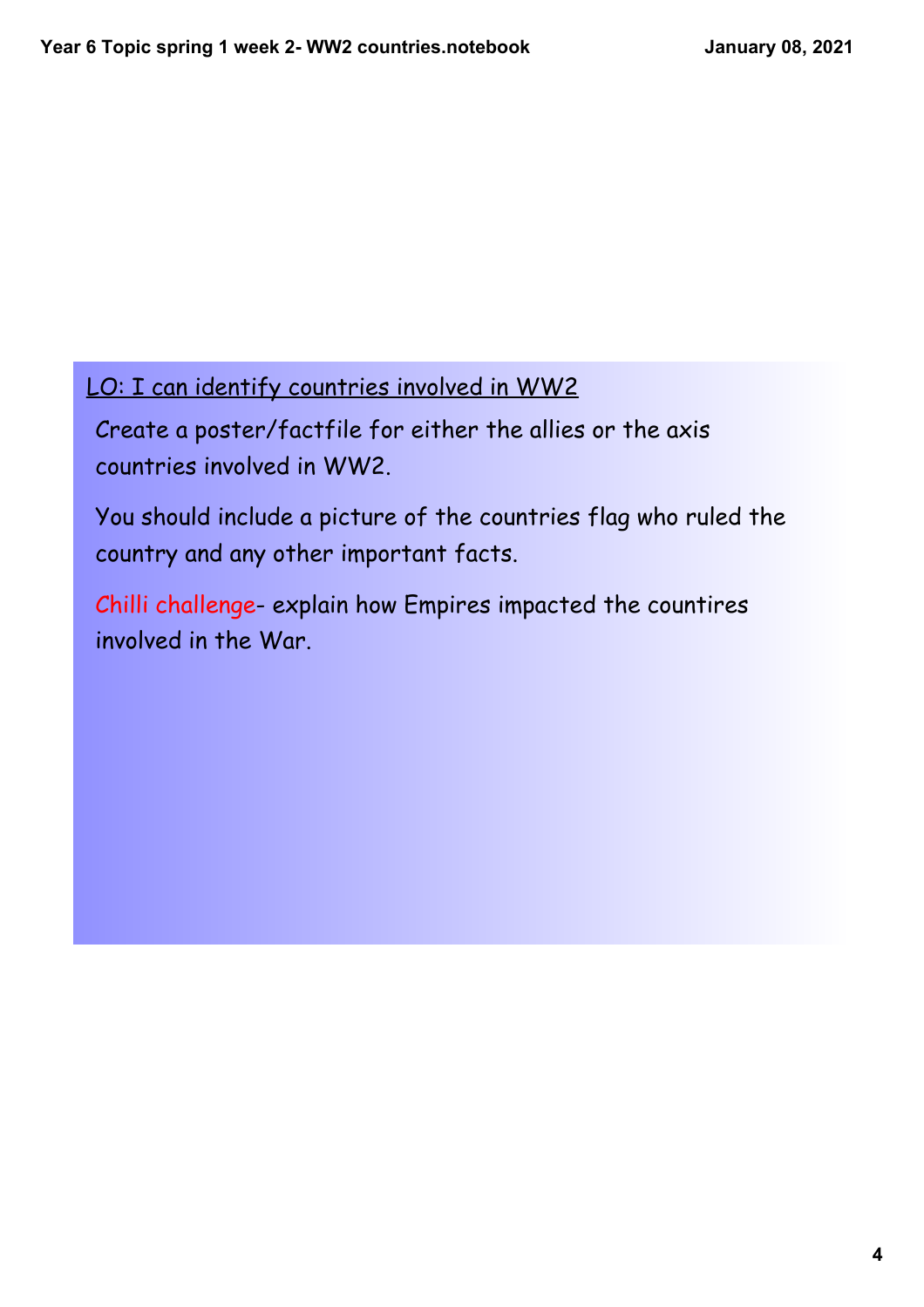<u>LO: I can identify countries involved in WW2</u>

Create a poster/factfile for either the allies or the axis countries involved in WW2.

You should include a picture of the countries flag who ruled the country and any other important facts.

Chilli challenge- explain how Empires impacted the countires involved in the War.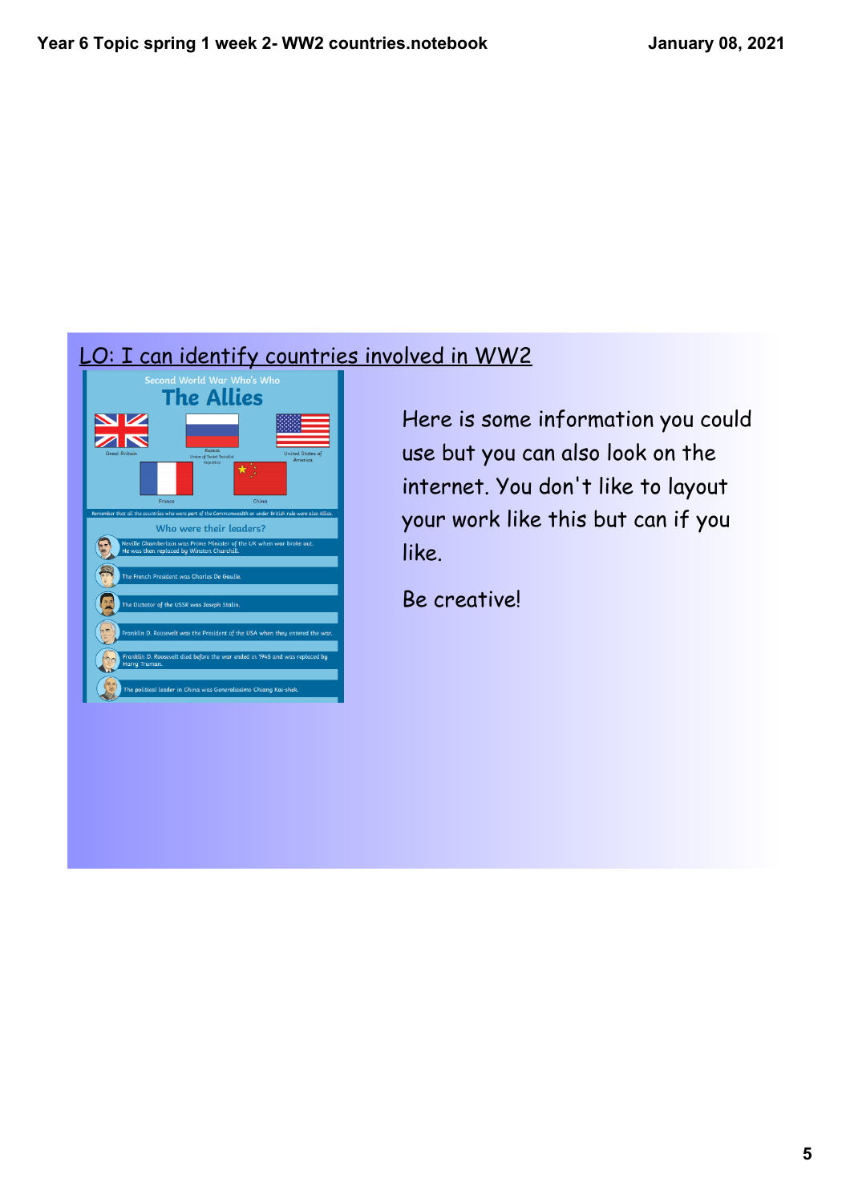LO: I can identify countries involved in WW2

Second World War Who's Who

# The Allies

Great Britain

Russia
Union of Soviet Socialist Republics

United States of America

France

China

Remember that all the countries who were part of the Commonwealth or under British rule were also Allies.

## Who were their leaders?

- Neville Chamberlain was Prime Minister of the UK when war broke out. He was then replaced by Winston Churchill.
- The French President was Charles De Gaulle.
- The Dictator of the USSR was Joseph Stalin.
- Franklin D. Roosevelt was the President of the USA when they entered the war.
- Franklin D. Roosevelt died before the war ended in 1945 and was replaced by Harry Truman.
- The political leader in China was Generalissimo Chiang Kai-shek.

Here is some information you could use but you can also look on the internet. You don't like to layout your work like this but can if you like.

Be creative!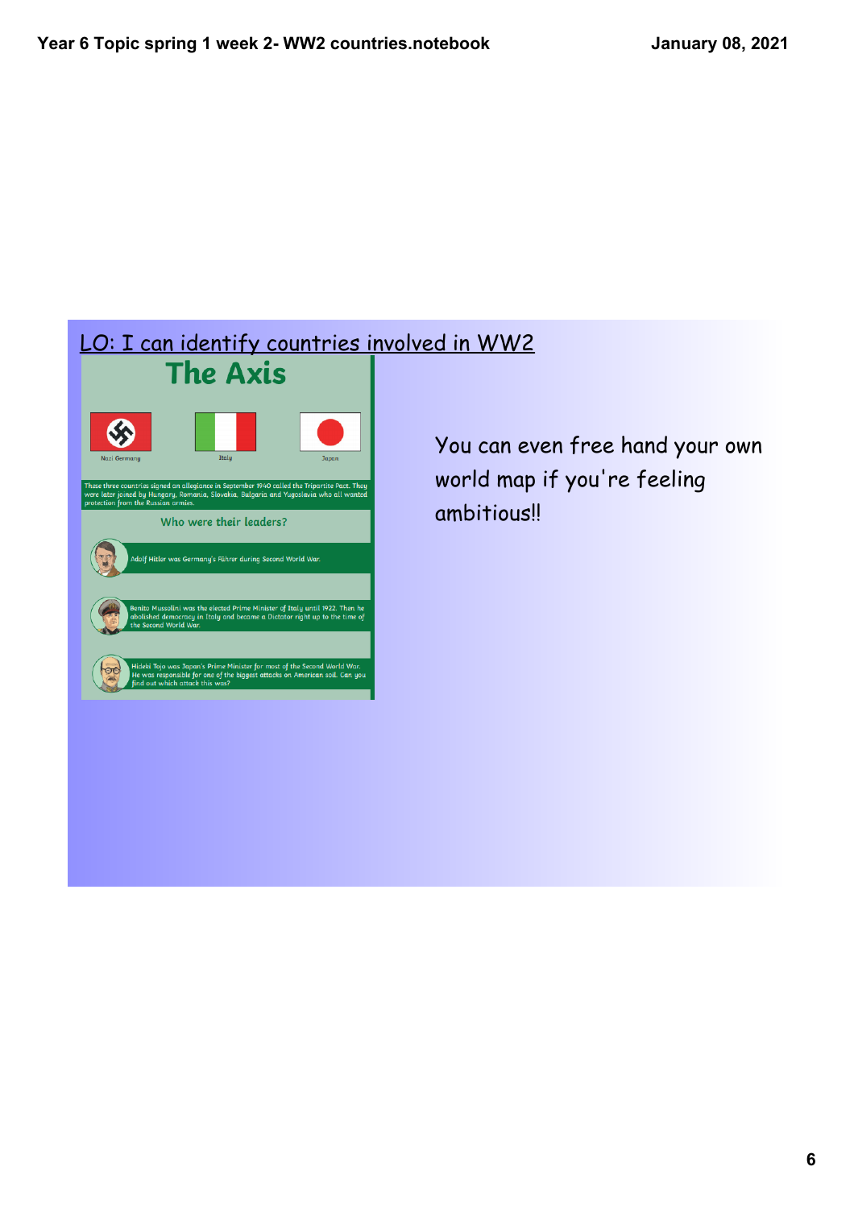LO: I can identify countries involved in WW2

## The Axis

Nazi Germany

Italy

Japan

These three countries signed an allegiance in September 1940 called the Tripartite Pact. They were later joined by Hungary, Romania, Slovakia, Bulgaria and Yugoslavia who all wanted protection from the Russian armies.

### Who were their leaders?

Adolf Hitler was Germany's Führer during Second World War.

Benito Mussolini was the elected Prime Minister of Italy until 1922. Then he abolished democracy in Italy and became a Dictator right up to the time of the Second World War.

Hideki Tojo was Japan's Prime Minister for most of the Second World War. He was responsible for one of the biggest attacks on American soil. Can you find out which attack this was?

You can even free hand your own world map if you're feeling ambitious!!